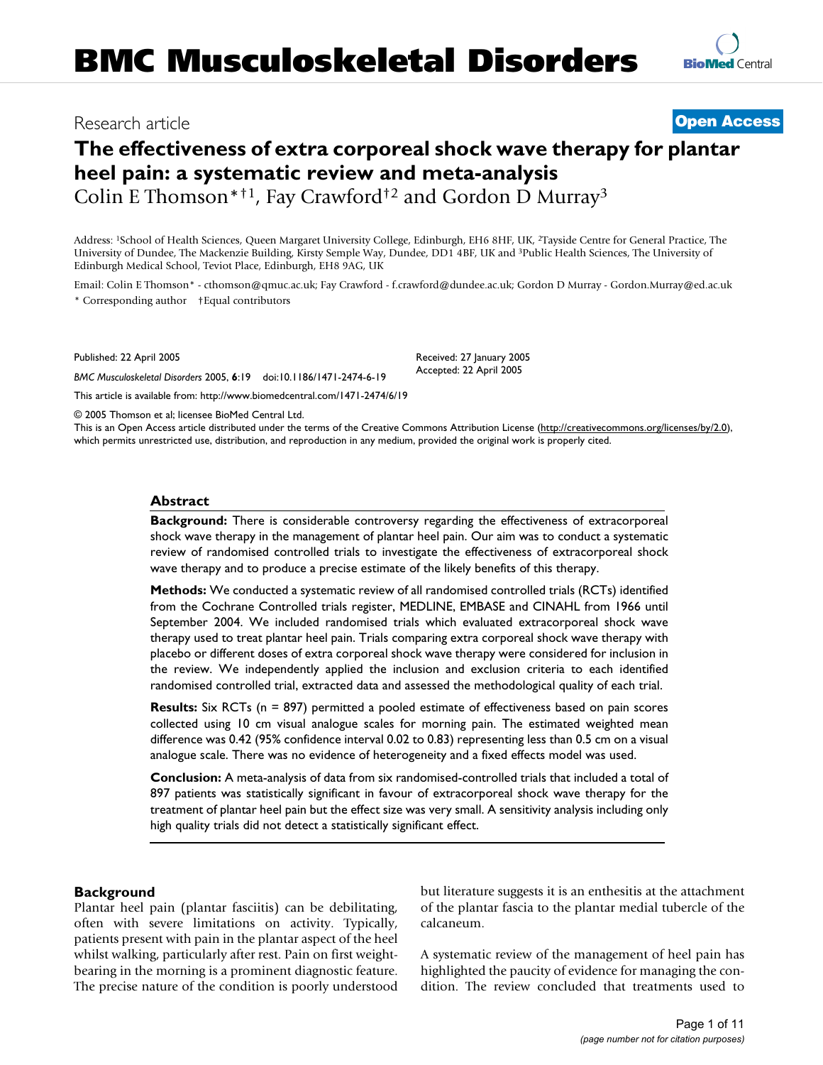BMC Musculoskeletal Disorders

Research article

**Open Access**

# The effectiveness of extra corporeal shock wave therapy for plantar heel pain: a systematic review and meta-analysis

Colin E Thomson*†[1], Fay Crawford†[2] and Gordon D Murray[3]

Address: [1]School of Health Sciences, Queen Margaret University College, Edinburgh, EH6 8HF, UK, [2]Tayside Centre for General Practice, The University of Dundee, The Mackenzie Building, Kirsty Semple Way, Dundee, DD1 4BF, UK and [3]Public Health Sciences, The University of Edinburgh Medical School, Teviot Place, Edinburgh, EH8 9AG, UK

Email: Colin E Thomson* - cthomson@qmuc.ac.uk; Fay Crawford - f.crawford@dundee.ac.uk; Gordon D Murray - Gordon.Murray@ed.ac.uk

* Corresponding author †Equal contributors

Published: 22 April 2005

*BMC Musculoskeletal Disorders* 2005, **6**:19 doi:10.1186/1471-2474-6-19

Received: 27 January 2005
Accepted: 22 April 2005

This article is available from: http://www.biomedcentral.com/1471-2474/6/19

© 2005 Thomson et al; licensee BioMed Central Ltd.

This is an Open Access article distributed under the terms of the Creative Commons Attribution License (http://creativecommons.org/licenses/by/2.0), which permits unrestricted use, distribution, and reproduction in any medium, provided the original work is properly cited.

## Abstract

**Background:** There is considerable controversy regarding the effectiveness of extracorporeal shock wave therapy in the management of plantar heel pain. Our aim was to conduct a systematic review of randomised controlled trials to investigate the effectiveness of extracorporeal shock wave therapy and to produce a precise estimate of the likely benefits of this therapy.

**Methods:** We conducted a systematic review of all randomised controlled trials (RCTs) identified from the Cochrane Controlled trials register, MEDLINE, EMBASE and CINAHL from 1966 until September 2004. We included randomised trials which evaluated extracorporeal shock wave therapy used to treat plantar heel pain. Trials comparing extra corporeal shock wave therapy with placebo or different doses of extra corporeal shock wave therapy were considered for inclusion in the review. We independently applied the inclusion and exclusion criteria to each identified randomised controlled trial, extracted data and assessed the methodological quality of each trial.

**Results:** Six RCTs (n = 897) permitted a pooled estimate of effectiveness based on pain scores collected using 10 cm visual analogue scales for morning pain. The estimated weighted mean difference was 0.42 (95% confidence interval 0.02 to 0.83) representing less than 0.5 cm on a visual analogue scale. There was no evidence of heterogeneity and a fixed effects model was used.

**Conclusion:** A meta-analysis of data from six randomised-controlled trials that included a total of 897 patients was statistically significant in favour of extracorporeal shock wave therapy for the treatment of plantar heel pain but the effect size was very small. A sensitivity analysis including only high quality trials did not detect a statistically significant effect.

## Background

Plantar heel pain (plantar fasciitis) can be debilitating, often with severe limitations on activity. Typically, patients present with pain in the plantar aspect of the heel whilst walking, particularly after rest. Pain on first weight-bearing in the morning is a prominent diagnostic feature. The precise nature of the condition is poorly understood but literature suggests it is an enthesitis at the attachment of the plantar fascia to the plantar medial tubercle of the calcaneum.

A systematic review of the management of heel pain has highlighted the paucity of evidence for managing the condition. The review concluded that treatments used to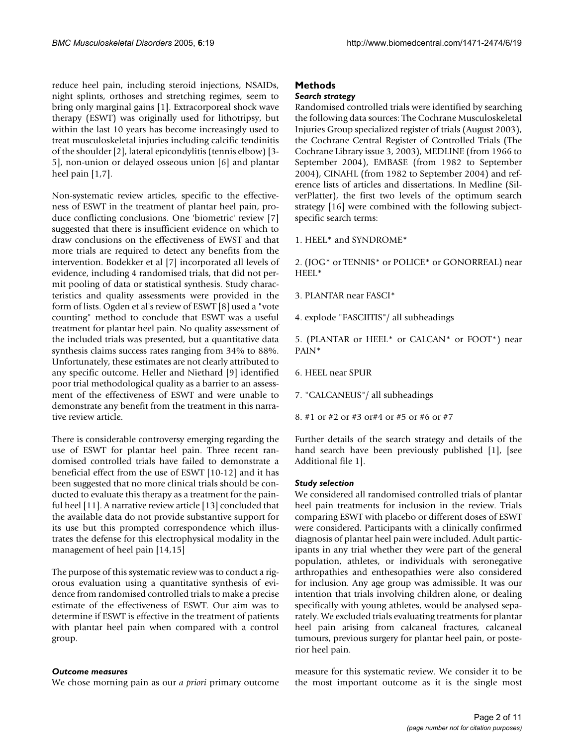reduce heel pain, including steroid injections, NSAIDs, night splints, orthoses and stretching regimes, seem to bring only marginal gains [1]. Extracorporeal shock wave therapy (ESWT) was originally used for lithotripsy, but within the last 10 years has become increasingly used to treat musculoskeletal injuries including calcific tendinitis of the shoulder [2], lateral epicondylitis (tennis elbow) [3-5], non-union or delayed osseous union [6] and plantar heel pain [1,7].

Non-systematic review articles, specific to the effectiveness of ESWT in the treatment of plantar heel pain, produce conflicting conclusions. One 'biometric' review [7] suggested that there is insufficient evidence on which to draw conclusions on the effectiveness of EWST and that more trials are required to detect any benefits from the intervention. Bodekker et al [7] incorporated all levels of evidence, including 4 randomised trials, that did not permit pooling of data or statistical synthesis. Study characteristics and quality assessments were provided in the form of lists. Ogden et al's review of ESWT [8] used a "vote counting" method to conclude that ESWT was a useful treatment for plantar heel pain. No quality assessment of the included trials was presented, but a quantitative data synthesis claims success rates ranging from 34% to 88%. Unfortunately, these estimates are not clearly attributed to any specific outcome. Heller and Niethard [9] identified poor trial methodological quality as a barrier to an assessment of the effectiveness of ESWT and were unable to demonstrate any benefit from the treatment in this narrative review article.

There is considerable controversy emerging regarding the use of ESWT for plantar heel pain. Three recent randomised controlled trials have failed to demonstrate a beneficial effect from the use of ESWT [10-12] and it has been suggested that no more clinical trials should be conducted to evaluate this therapy as a treatment for the painful heel [11]. A narrative review article [13] concluded that the available data do not provide substantive support for its use but this prompted correspondence which illustrates the defense for this electrophysical modality in the management of heel pain [14,15]

The purpose of this systematic review was to conduct a rigorous evaluation using a quantitative synthesis of evidence from randomised controlled trials to make a precise estimate of the effectiveness of ESWT. Our aim was to determine if ESWT is effective in the treatment of patients with plantar heel pain when compared with a control group.

## Methods

### *Search strategy*

Randomised controlled trials were identified by searching the following data sources: The Cochrane Musculoskeletal Injuries Group specialized register of trials (August 2003), the Cochrane Central Register of Controlled Trials (The Cochrane Library issue 3, 2003), MEDLINE (from 1966 to September 2004), EMBASE (from 1982 to September 2004), CINAHL (from 1982 to September 2004) and reference lists of articles and dissertations. In Medline (SilverPlatter), the first two levels of the optimum search strategy [16] were combined with the following subject-specific search terms:

1. HEEL* and SYNDROME*

2. (JOG* or TENNIS* or POLICE* or GONORREAL) near HEEL*

3. PLANTAR near FASCI*

4. explode "FASCIITIS"/ all subheadings

5. (PLANTAR or HEEL* or CALCAN* or FOOT*) near PAIN*

6. HEEL near SPUR

7. "CALCANEUS"/ all subheadings

8. #1 or #2 or #3 or#4 or #5 or #6 or #7

Further details of the search strategy and details of the hand search have been previously published [1], [see Additional file 1].

### *Study selection*

We considered all randomised controlled trials of plantar heel pain treatments for inclusion in the review. Trials comparing ESWT with placebo or different doses of ESWT were considered. Participants with a clinically confirmed diagnosis of plantar heel pain were included. Adult participants in any trial whether they were part of the general population, athletes, or individuals with seronegative arthropathies and enthesopathies were also considered for inclusion. Any age group was admissible. It was our intention that trials involving children alone, or dealing specifically with young athletes, would be analysed separately. We excluded trials evaluating treatments for plantar heel pain arising from calcaneal fractures, calcaneal tumours, previous surgery for plantar heel pain, or posterior heel pain.

### *Outcome measures*

We chose morning pain as our *a priori* primary outcome measure for this systematic review. We consider it to be the most important outcome as it is the single most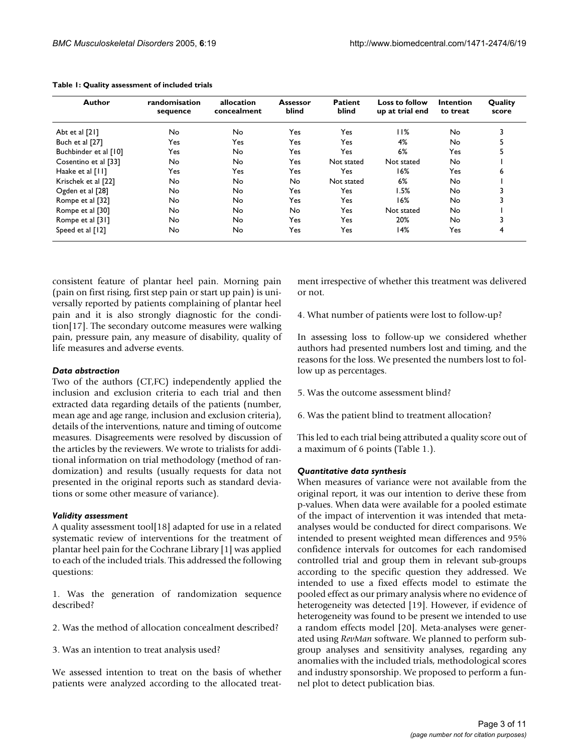**Table 1: Quality assessment of included trials**

| Author | randomisation sequence | allocation concealment | Assessor blind | Patient blind | Loss to follow up at trial end | Intention to treat | Quality score |
|---|---|---|---|---|---|---|---|
| Abt et al [21] | No | No | Yes | Yes | 11% | No | 3 |
| Buch et al [27] | Yes | Yes | Yes | Yes | 4% | No | 5 |
| Buchbinder et al [10] | Yes | No | Yes | Yes | 6% | Yes | 5 |
| Cosentino et al [33] | No | No | Yes | Not stated | Not stated | No | 1 |
| Haake et al [11] | Yes | Yes | Yes | Yes | 16% | Yes | 6 |
| Krischek et al [22] | No | No | No | Not stated | 6% | No | 1 |
| Ogden et al [28] | No | No | Yes | Yes | 1.5% | No | 3 |
| Rompe et al [32] | No | No | Yes | Yes | 16% | No | 3 |
| Rompe et al [30] | No | No | No | Yes | Not stated | No | 1 |
| Rompe et al [31] | No | No | Yes | Yes | 20% | No | 3 |
| Speed et al [12] | No | No | Yes | Yes | 14% | Yes | 4 |

consistent feature of plantar heel pain. Morning pain (pain on first rising, first step pain or start up pain) is universally reported by patients complaining of plantar heel pain and it is also strongly diagnostic for the condition[17]. The secondary outcome measures were walking pain, pressure pain, any measure of disability, quality of life measures and adverse events.

### *Data abstraction*

Two of the authors (CT,FC) independently applied the inclusion and exclusion criteria to each trial and then extracted data regarding details of the patients (number, mean age and age range, inclusion and exclusion criteria), details of the interventions, nature and timing of outcome measures. Disagreements were resolved by discussion of the articles by the reviewers. We wrote to trialists for additional information on trial methodology (method of randomization) and results (usually requests for data not presented in the original reports such as standard deviations or some other measure of variance).

### *Validity assessment*

A quality assessment tool[18] adapted for use in a related systematic review of interventions for the treatment of plantar heel pain for the Cochrane Library [1] was applied to each of the included trials. This addressed the following questions:

1. Was the generation of randomization sequence described?

2. Was the method of allocation concealment described?

3. Was an intention to treat analysis used?

We assessed intention to treat on the basis of whether patients were analyzed according to the allocated treatment irrespective of whether this treatment was delivered or not.

4. What number of patients were lost to follow-up?

In assessing loss to follow-up we considered whether authors had presented numbers lost and timing, and the reasons for the loss. We presented the numbers lost to follow up as percentages.

5. Was the outcome assessment blind?

6. Was the patient blind to treatment allocation?

This led to each trial being attributed a quality score out of a maximum of 6 points (Table 1.).

### *Quantitative data synthesis*

When measures of variance were not available from the original report, it was our intention to derive these from p-values. When data were available for a pooled estimate of the impact of intervention it was intended that meta-analyses would be conducted for direct comparisons. We intended to present weighted mean differences and 95% confidence intervals for outcomes for each randomised controlled trial and group them in relevant sub-groups according to the specific question they addressed. We intended to use a fixed effects model to estimate the pooled effect as our primary analysis where no evidence of heterogeneity was detected [19]. However, if evidence of heterogeneity was found to be present we intended to use a random effects model [20]. Meta-analyses were generated using *RevMan* software. We planned to perform subgroup analyses and sensitivity analyses, regarding any anomalies with the included trials, methodological scores and industry sponsorship. We proposed to perform a funnel plot to detect publication bias.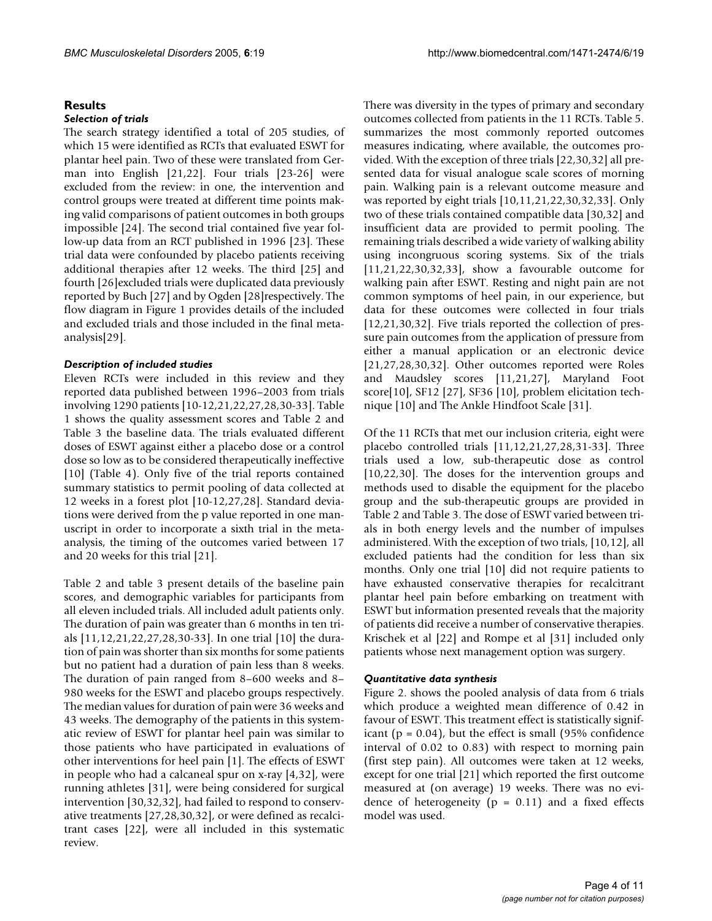## Results

### *Selection of trials*

The search strategy identified a total of 205 studies, of which 15 were identified as RCTs that evaluated ESWT for plantar heel pain. Two of these were translated from German into English [21,22]. Four trials [23-26] were excluded from the review: in one, the intervention and control groups were treated at different time points making valid comparisons of patient outcomes in both groups impossible [24]. The second trial contained five year follow-up data from an RCT published in 1996 [23]. These trial data were confounded by placebo patients receiving additional therapies after 12 weeks. The third [25] and fourth [26]excluded trials were duplicated data previously reported by Buch [27] and by Ogden [28]respectively. The flow diagram in Figure 1 provides details of the included and excluded trials and those included in the final meta-analysis[29].

### *Description of included studies*

Eleven RCTs were included in this review and they reported data published between 1996–2003 from trials involving 1290 patients [10-12,21,22,27,28,30-33]. Table 1 shows the quality assessment scores and Table 2 and Table 3 the baseline data. The trials evaluated different doses of ESWT against either a placebo dose or a control dose so low as to be considered therapeutically ineffective [10] (Table 4). Only five of the trial reports contained summary statistics to permit pooling of data collected at 12 weeks in a forest plot [10-12,27,28]. Standard deviations were derived from the p value reported in one manuscript in order to incorporate a sixth trial in the meta-analysis, the timing of the outcomes varied between 17 and 20 weeks for this trial [21].

Table 2 and table 3 present details of the baseline pain scores, and demographic variables for participants from all eleven included trials. All included adult patients only. The duration of pain was greater than 6 months in ten trials [11,12,21,22,27,28,30-33]. In one trial [10] the duration of pain was shorter than six months for some patients but no patient had a duration of pain less than 8 weeks. The duration of pain ranged from 8–600 weeks and 8–980 weeks for the ESWT and placebo groups respectively. The median values for duration of pain were 36 weeks and 43 weeks. The demography of the patients in this systematic review of ESWT for plantar heel pain was similar to those patients who have participated in evaluations of other interventions for heel pain [1]. The effects of ESWT in people who had a calcaneal spur on x-ray [4,32], were running athletes [31], were being considered for surgical intervention [30,32,32], had failed to respond to conservative treatments [27,28,30,32], or were defined as recalcitrant cases [22], were all included in this systematic review.

There was diversity in the types of primary and secondary outcomes collected from patients in the 11 RCTs. Table 5. summarizes the most commonly reported outcomes measures indicating, where available, the outcomes provided. With the exception of three trials [22,30,32] all presented data for visual analogue scale scores of morning pain. Walking pain is a relevant outcome measure and was reported by eight trials [10,11,21,22,30,32,33]. Only two of these trials contained compatible data [30,32] and insufficient data are provided to permit pooling. The remaining trials described a wide variety of walking ability using incongruous scoring systems. Six of the trials [11,21,22,30,32,33], show a favourable outcome for walking pain after ESWT. Resting and night pain are not common symptoms of heel pain, in our experience, but data for these outcomes were collected in four trials [12,21,30,32]. Five trials reported the collection of pressure pain outcomes from the application of pressure from either a manual application or an electronic device [21,27,28,30,32]. Other outcomes reported were Roles and Maudsley scores [11,21,27], Maryland Foot score[10], SF12 [27], SF36 [10], problem elicitation technique [10] and The Ankle Hindfoot Scale [31].

Of the 11 RCTs that met our inclusion criteria, eight were placebo controlled trials [11,12,21,27,28,31-33]. Three trials used a low, sub-therapeutic dose as control [10,22,30]. The doses for the intervention groups and methods used to disable the equipment for the placebo group and the sub-therapeutic groups are provided in Table 2 and Table 3. The dose of ESWT varied between trials in both energy levels and the number of impulses administered. With the exception of two trials, [10,12], all excluded patients had the condition for less than six months. Only one trial [10] did not require patients to have exhausted conservative therapies for recalcitrant plantar heel pain before embarking on treatment with ESWT but information presented reveals that the majority of patients did receive a number of conservative therapies. Krischek et al [22] and Rompe et al [31] included only patients whose next management option was surgery.

### *Quantitative data synthesis*

Figure 2. shows the pooled analysis of data from 6 trials which produce a weighted mean difference of 0.42 in favour of ESWT. This treatment effect is statistically significant ($p = 0.04$), but the effect is small (95% confidence interval of 0.02 to 0.83) with respect to morning pain (first step pain). All outcomes were taken at 12 weeks, except for one trial [21] which reported the first outcome measured at (on average) 19 weeks. There was no evidence of heterogeneity ($p = 0.11$) and a fixed effects model was used.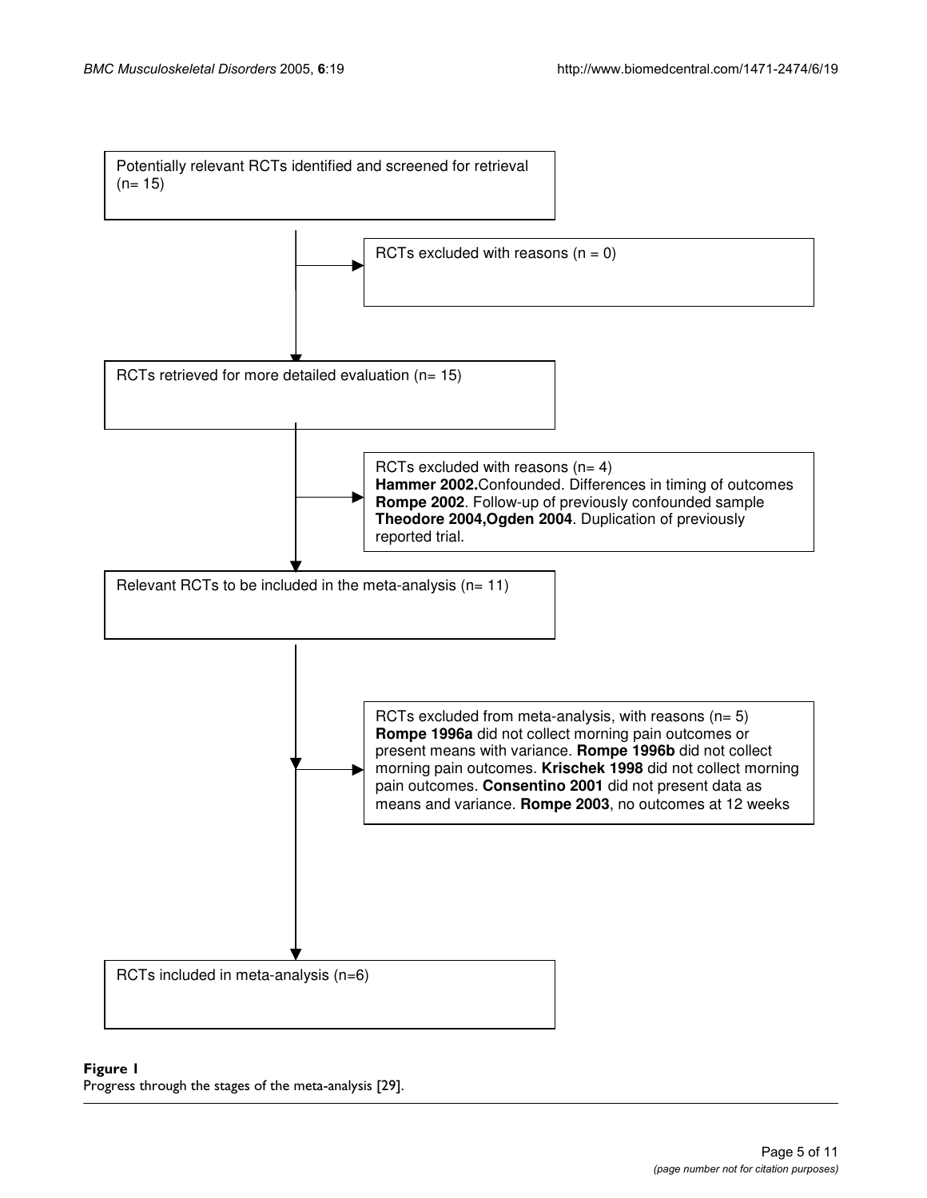Potentially relevant RCTs identified and screened for retrieval (n= 15)

RCTs excluded with reasons (n = 0)

RCTs retrieved for more detailed evaluation (n= 15)

RCTs excluded with reasons (n= 4)
**Hammer 2002.**Confounded. Differences in timing of outcomes
**Rompe 2002**. Follow-up of previously confounded sample
**Theodore 2004,Ogden 2004**. Duplication of previously reported trial.

Relevant RCTs to be included in the meta-analysis (n= 11)

RCTs excluded from meta-analysis, with reasons (n= 5)
**Rompe 1996a** did not collect morning pain outcomes or present means with variance. **Rompe 1996b** did not collect morning pain outcomes. **Krischek 1998** did not collect morning pain outcomes. **Consentino 2001** did not present data as means and variance. **Rompe 2003**, no outcomes at 12 weeks

RCTs included in meta-analysis (n=6)

**Figure 1**
Progress through the stages of the meta-analysis [29].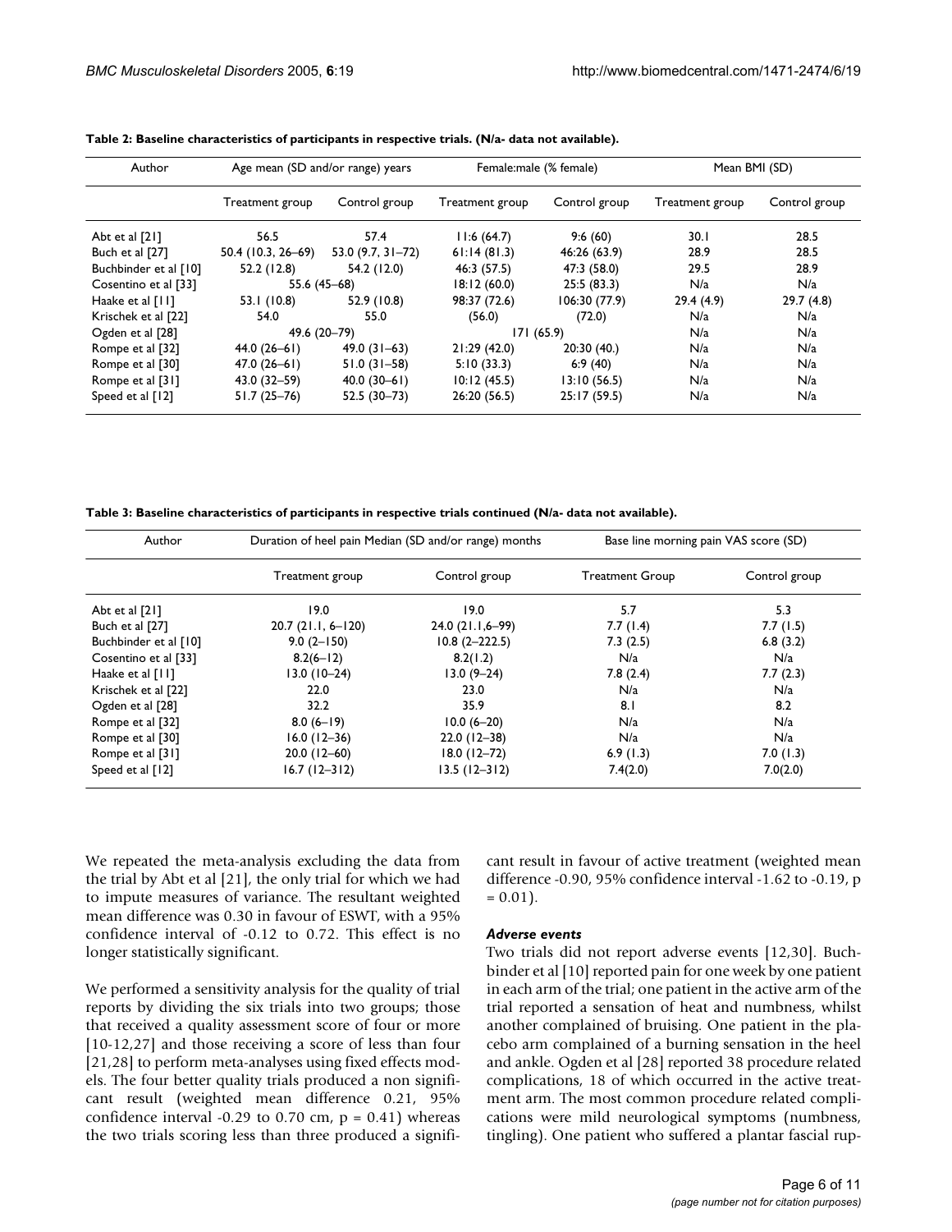**Table 2: Baseline characteristics of participants in respective trials. (N/a- data not available).**

| Author | Age mean (SD and/or range) years | | Female:male (% female) | | Mean BMI (SD) | |
|---|---|---|---|---|---|---|
| | Treatment group | Control group | Treatment group | Control group | Treatment group | Control group |
| Abt et al [21] | 56.5 | 57.4 | 11:6 (64.7) | 9:6 (60) | 30.1 | 28.5 |
| Buch et al [27] | 50.4 (10.3, 26–69) | 53.0 (9.7, 31–72) | 61:14 (81.3) | 46:26 (63.9) | 28.9 | 28.5 |
| Buchbinder et al [10] | 52.2 (12.8) | 54.2 (12.0) | 46:3 (57.5) | 47:3 (58.0) | 29.5 | 28.9 |
| Cosentino et al [33] | 55.6 (45–68) | | 18:12 (60.0) | 25:5 (83.3) | N/a | N/a |
| Haake et al [11] | 53.1 (10.8) | 52.9 (10.8) | 98:37 (72.6) | 106:30 (77.9) | 29.4 (4.9) | 29.7 (4.8) |
| Krischek et al [22] | 54.0 | 55.0 | (56.0) | (72.0) | N/a | N/a |
| Ogden et al [28] | 49.6 (20–79) | | 171 (65.9) | | N/a | N/a |
| Rompe et al [32] | 44.0 (26–61) | 49.0 (31–63) | 21:29 (42.0) | 20:30 (40.) | N/a | N/a |
| Rompe et al [30] | 47.0 (26–61) | 51.0 (31–58) | 5:10 (33.3) | 6:9 (40) | N/a | N/a |
| Rompe et al [31] | 43.0 (32–59) | 40.0 (30–61) | 10:12 (45.5) | 13:10 (56.5) | N/a | N/a |
| Speed et al [12] | 51.7 (25–76) | 52.5 (30–73) | 26:20 (56.5) | 25:17 (59.5) | N/a | N/a |

**Table 3: Baseline characteristics of participants in respective trials continued (N/a- data not available).**

| Author | Duration of heel pain Median (SD and/or range) months | | Base line morning pain VAS score (SD) | |
|---|---|---|---|---|
| | Treatment group | Control group | Treatment Group | Control group |
| Abt et al [21] | 19.0 | 19.0 | 5.7 | 5.3 |
| Buch et al [27] | 20.7 (21.1, 6–120) | 24.0 (21.1,6–99) | 7.7 (1.4) | 7.7 (1.5) |
| Buchbinder et al [10] | 9.0 (2–150) | 10.8 (2–222.5) | 7.3 (2.5) | 6.8 (3.2) |
| Cosentino et al [33] | 8.2(6–12) | 8.2(1.2) | N/a | N/a |
| Haake et al [11] | 13.0 (10–24) | 13.0 (9–24) | 7.8 (2.4) | 7.7 (2.3) |
| Krischek et al [22] | 22.0 | 23.0 | N/a | N/a |
| Ogden et al [28] | 32.2 | 35.9 | 8.1 | 8.2 |
| Rompe et al [32] | 8.0 (6–19) | 10.0 (6–20) | N/a | N/a |
| Rompe et al [30] | 16.0 (12–36) | 22.0 (12–38) | N/a | N/a |
| Rompe et al [31] | 20.0 (12–60) | 18.0 (12–72) | 6.9 (1.3) | 7.0 (1.3) |
| Speed et al [12] | 16.7 (12–312) | 13.5 (12–312) | 7.4(2.0) | 7.0(2.0) |

We repeated the meta-analysis excluding the data from the trial by Abt et al [21], the only trial for which we had to impute measures of variance. The resultant weighted mean difference was 0.30 in favour of ESWT, with a 95% confidence interval of -0.12 to 0.72. This effect is no longer statistically significant.

We performed a sensitivity analysis for the quality of trial reports by dividing the six trials into two groups; those that received a quality assessment score of four or more [10-12,27] and those receiving a score of less than four [21,28] to perform meta-analyses using fixed effects models. The four better quality trials produced a non significant result (weighted mean difference 0.21, 95% confidence interval -0.29 to 0.70 cm, $p = 0.41$) whereas the two trials scoring less than three produced a significant result in favour of active treatment (weighted mean difference -0.90, 95% confidence interval -1.62 to -0.19, $p = 0.01$).

### *Adverse events*

Two trials did not report adverse events [12,30]. Buchbinder et al [10] reported pain for one week by one patient in each arm of the trial; one patient in the active arm of the trial reported a sensation of heat and numbness, whilst another complained of bruising. One patient in the placebo arm complained of a burning sensation in the heel and ankle. Ogden et al [28] reported 38 procedure related complications, 18 of which occurred in the active treatment arm. The most common procedure related complications were mild neurological symptoms (numbness, tingling). One patient who suffered a plantar fascial rup-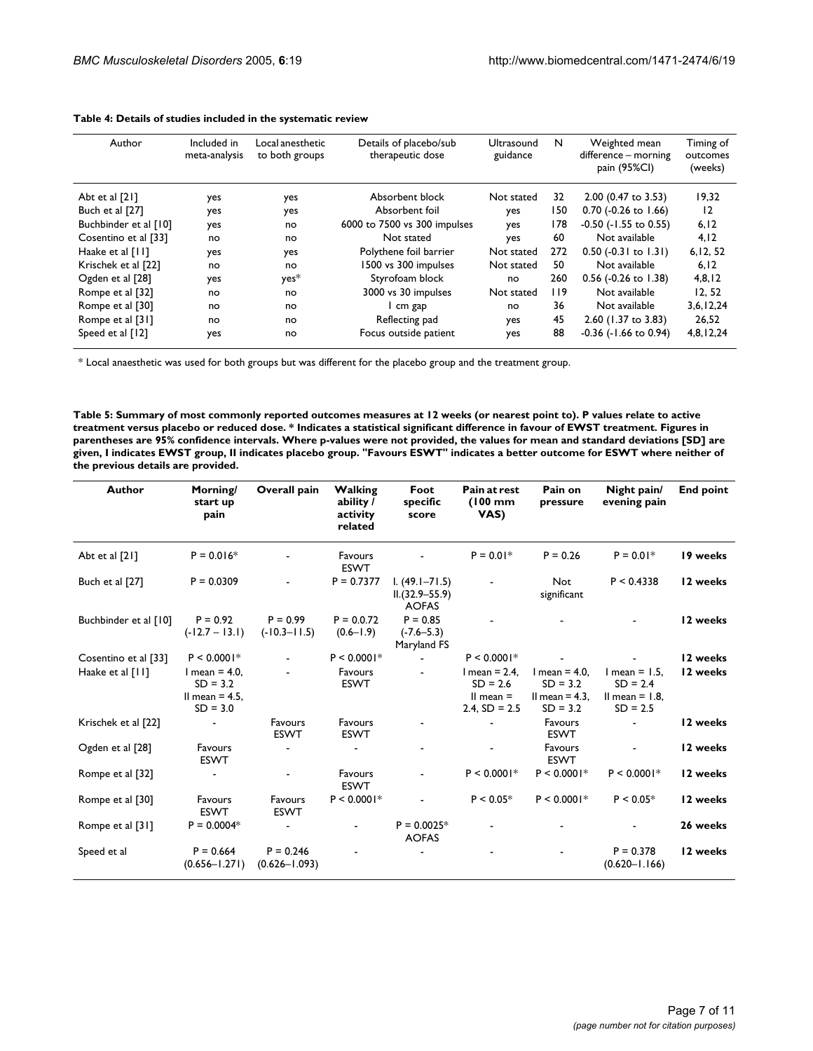**Table 4: Details of studies included in the systematic review**

| Author | Included in meta-analysis | Local anesthetic to both groups | Details of placebo/sub therapeutic dose | Ultrasound guidance | N | Weighted mean difference – morning pain (95%CI) | Timing of outcomes (weeks) |
|---|---|---|---|---|---|---|---|
| Abt et al [21] | yes | yes | Absorbent block | Not stated | 32 | 2.00 (0.47 to 3.53) | 19,32 |
| Buch et al [27] | yes | yes | Absorbent foil | yes | 150 | 0.70 (-0.26 to 1.66) | 12 |
| Buchbinder et al [10] | yes | no | 6000 to 7500 vs 300 impulses | yes | 178 | -0.50 (-1.55 to 0.55) | 6,12 |
| Cosentino et al [33] | no | no | Not stated | yes | 60 | Not available | 4,12 |
| Haake et al [11] | yes | yes | Polythene foil barrier | Not stated | 272 | 0.50 (-0.31 to 1.31) | 6,12, 52 |
| Krischek et al [22] | no | no | 1500 vs 300 impulses | Not stated | 50 | Not available | 6,12 |
| Ogden et al [28] | yes | yes* | Styrofoam block | no | 260 | 0.56 (-0.26 to 1.38) | 4,8,12 |
| Rompe et al [32] | no | no | 3000 vs 30 impulses | Not stated | 119 | Not available | 12, 52 |
| Rompe et al [30] | no | no | 1 cm gap | no | 36 | Not available | 3,6,12,24 |
| Rompe et al [31] | no | no | Reflecting pad | yes | 45 | 2.60 (1.37 to 3.83) | 26,52 |
| Speed et al [12] | yes | no | Focus outside patient | yes | 88 | -0.36 (-1.66 to 0.94) | 4,8,12,24 |

* Local anaesthetic was used for both groups but was different for the placebo group and the treatment group.

**Table 5: Summary of most commonly reported outcomes measures at 12 weeks (or nearest point to). P values relate to active treatment versus placebo or reduced dose. * Indicates a statistical significant difference in favour of EWST treatment. Figures in parentheses are 95% confidence intervals. Where p-values were not provided, the values for mean and standard deviations [SD] are given, I indicates EWST group, II indicates placebo group. "Favours ESWT" indicates a better outcome for ESWT where neither of the previous details are provided.**

| Author | Morning/ start up pain | Overall pain | Walking ability / activity related | Foot specific score | Pain at rest (100 mm VAS) | Pain on pressure | Night pain/ evening pain | End point |
|---|---|---|---|---|---|---|---|---|
| Abt et al [21] | P = 0.016* | - | Favours ESWT | - | P = 0.01* | P = 0.26 | P = 0.01* | **19 weeks** |
| Buch et al [27] | P = 0.0309 | - | P = 0.7377 | I. (49.1–71.5) II.(32.9–55.9) AOFAS | - | Not significant | P < 0.4338 | **12 weeks** |
| Buchbinder et al [10] | P = 0.92 (-12.7 – 13.1) | P = 0.99 (-10.3–11.5) | P = 0.72 (0.6–1.9) | P = 0.85 (-7.6–5.3) Maryland FS | - | - | - | **12 weeks** |
| Cosentino et al [33] | P < 0.0001* | - | P < 0.0001* | - | P < 0.0001* | - | - | **12 weeks** |
| Haake et al [11] | I mean = 4.0, SD = 3.2 II mean = 4.5, SD = 3.0 | - | Favours ESWT | - | I mean = 2.4, SD = 2.6 II mean = 2.4, SD = 2.5 | I mean = 4.0, SD = 3.2 II mean = 4.3, SD = 3.2 | I mean = 1.5, SD = 2.4 II mean = 1.8, SD = 2.5 | **12 weeks** |
| Krischek et al [22] | - | Favours ESWT | Favours ESWT | - | - | Favours ESWT | - | **12 weeks** |
| Ogden et al [28] | Favours ESWT | - | - | - | - | Favours ESWT | - | **12 weeks** |
| Rompe et al [32] | - | - | Favours ESWT | - | P < 0.0001* | P < 0.0001* | P < 0.0001* | **12 weeks** |
| Rompe et al [30] | Favours ESWT | Favours ESWT | P < 0.0001* | - | P < 0.05* | P < 0.0001* | P < 0.05* | **12 weeks** |
| Rompe et al [31] | P = 0.0004* | - | - | P = 0.0025* AOFAS | - | - | - | **26 weeks** |
| Speed et al | P = 0.664 (0.656–1.271) | P = 0.246 (0.626–1.093) | - | - | - | - | P = 0.378 (0.620–1.166) | **12 weeks** |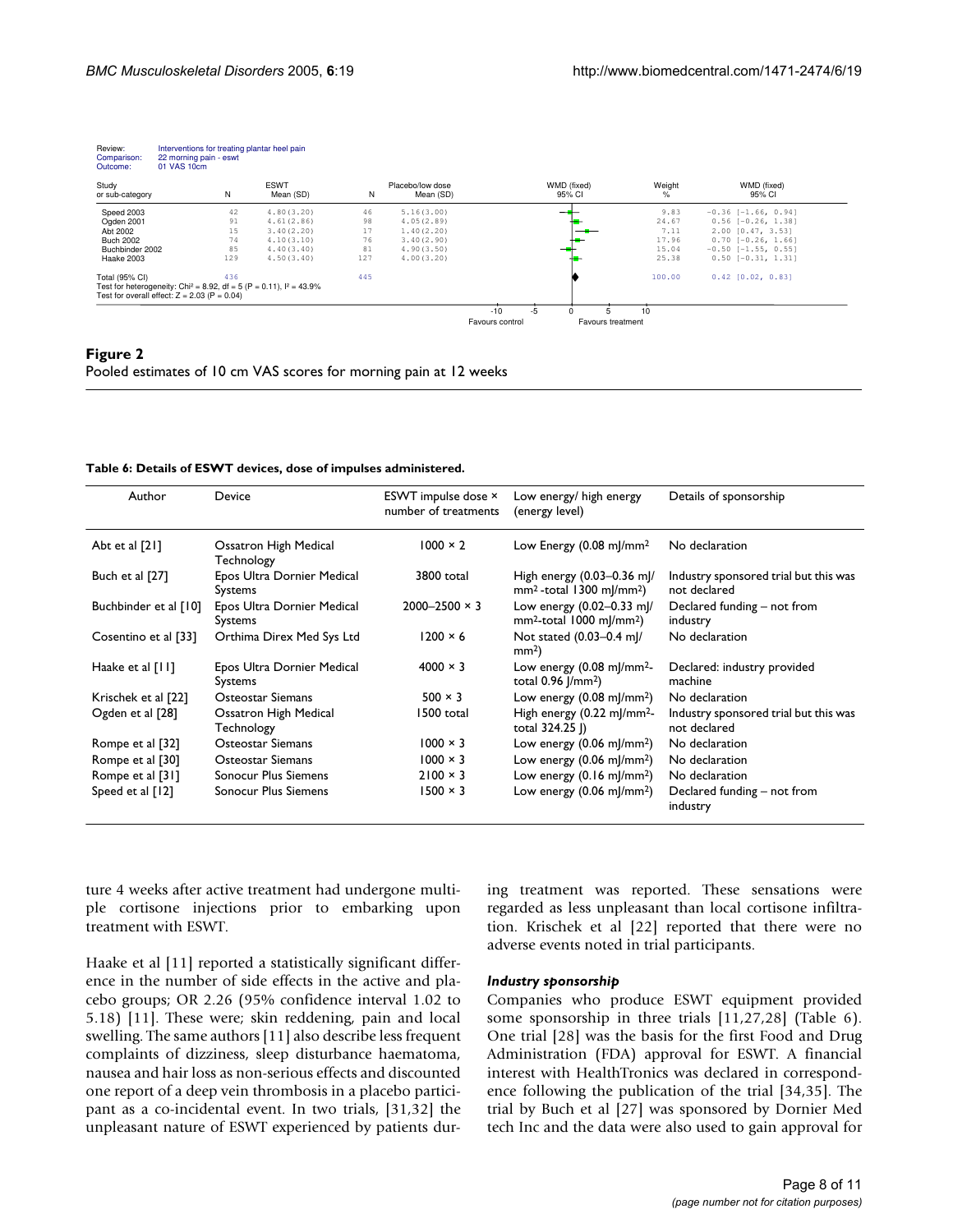Review: Interventions for treating plantar heel pain
Comparison: 22 morning pain - eswt
Outcome: 01 VAS 10cm

| Study or sub-category | N | ESWT Mean (SD) | N | Placebo/low dose Mean (SD) | WMD (fixed) 95% CI | Weight % | WMD (fixed) 95% CI |
|---|---|---|---|---|---|---|---|
| Speed 2003 | 42 | 4.80(3.20) | 46 | 5.16(3.00) | | 9.83 | -0.36 [-1.66, 0.94] |
| Ogden 2001 | 91 | 4.61(2.86) | 98 | 4.05(2.89) | | 24.67 | 0.56 [-0.26, 1.38] |
| Abt 2002 | 15 | 3.40(2.20) | 17 | 1.40(2.20) | | 7.11 | 2.00 [0.47, 3.53] |
| Buch 2002 | 74 | 4.10(3.10) | 76 | 3.40(2.90) | | 17.96 | 0.70 [-0.26, 1.66] |
| Buchbinder 2002 | 85 | 4.40(3.40) | 81 | 4.90(3.50) | | 15.04 | -0.50 [-1.55, 0.55] |
| Haake 2003 | 129 | 4.50(3.40) | 127 | 4.00(3.20) | | 25.38 | 0.50 [-0.31, 1.31] |
| Total (95% CI) | 436 | | 445 | | | 100.00 | 0.42 [0.02, 0.83] |

Test for heterogeneity: Chi² = 8.92, df = 5 (P = 0.11), I² = 43.9%
Test for overall effect: Z = 2.03 (P = 0.04)

-10 -5 0 5 10
Favours control — Favours treatment

**Figure 2**
Pooled estimates of 10 cm VAS scores for morning pain at 12 weeks

**Table 6: Details of ESWT devices, dose of impulses administered.**

| Author | Device | ESWT impulse dose × number of treatments | Low energy/ high energy (energy level) | Details of sponsorship |
|---|---|---|---|---|
| Abt et al [21] | Ossatron High Medical Technology | 1000 × 2 | Low Energy (0.08 mJ/mm² | No declaration |
| Buch et al [27] | Epos Ultra Dornier Medical Systems | 3800 total | High energy (0.03–0.36 mJ/mm² -total 1300 mJ/mm²) | Industry sponsored trial but this was not declared |
| Buchbinder et al [10] | Epos Ultra Dornier Medical Systems | 2000–2500 × 3 | Low energy (0.02–0.33 mJ/mm²-total 1000 mJ/mm²) | Declared funding – not from industry |
| Cosentino et al [33] | Orthima Direx Med Sys Ltd | 1200 × 6 | Not stated (0.03–0.4 mJ/mm²) | No declaration |
| Haake et al [11] | Epos Ultra Dornier Medical Systems | 4000 × 3 | Low energy (0.08 mJ/mm²-total 0.96 J/mm²) | Declared: industry provided machine |
| Krischek et al [22] | Osteostar Siemans | 500 × 3 | Low energy (0.08 mJ/mm²) | No declaration |
| Ogden et al [28] | Ossatron High Medical Technology | 1500 total | High energy (0.22 mJ/mm²-total 324.25 J) | Industry sponsored trial but this was not declared |
| Rompe et al [32] | Osteostar Siemans | 1000 × 3 | Low energy (0.06 mJ/mm²) | No declaration |
| Rompe et al [30] | Osteostar Siemans | 1000 × 3 | Low energy (0.06 mJ/mm²) | No declaration |
| Rompe et al [31] | Sonocur Plus Siemens | 2100 × 3 | Low energy (0.16 mJ/mm²) | No declaration |
| Speed et al [12] | Sonocur Plus Siemens | 1500 × 3 | Low energy (0.06 mJ/mm²) | Declared funding – not from industry |

ture 4 weeks after active treatment had undergone multiple cortisone injections prior to embarking upon treatment with ESWT.

Haake et al [11] reported a statistically significant difference in the number of side effects in the active and placebo groups; OR 2.26 (95% confidence interval 1.02 to 5.18) [11]. These were; skin reddening, pain and local swelling. The same authors [11] also describe less frequent complaints of dizziness, sleep disturbance haematoma, nausea and hair loss as non-serious effects and discounted one report of a deep vein thrombosis in a placebo participant as a co-incidental event. In two trials, [31,32] the unpleasant nature of ESWT experienced by patients during treatment was reported. These sensations were regarded as less unpleasant than local cortisone infiltration. Krischek et al [22] reported that there were no adverse events noted in trial participants.

### *Industry sponsorship*

Companies who produce ESWT equipment provided some sponsorship in three trials [11,27,28] (Table 6). One trial [28] was the basis for the first Food and Drug Administration (FDA) approval for ESWT. A financial interest with HealthTronics was declared in correspondence following the publication of the trial [34,35]. The trial by Buch et al [27] was sponsored by Dornier Med tech Inc and the data were also used to gain approval for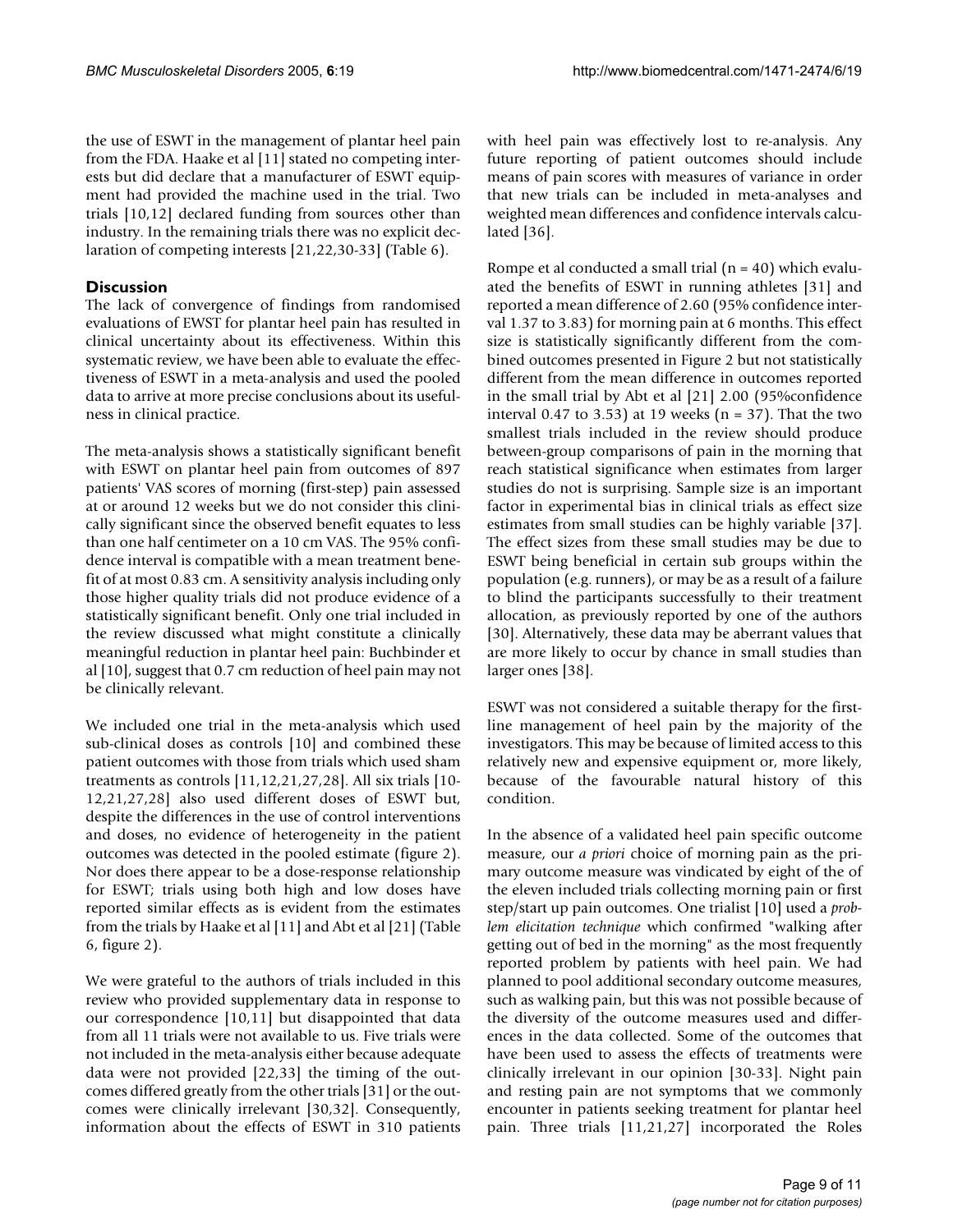the use of ESWT in the management of plantar heel pain from the FDA. Haake et al [11] stated no competing interests but did declare that a manufacturer of ESWT equipment had provided the machine used in the trial. Two trials [10,12] declared funding from sources other than industry. In the remaining trials there was no explicit declaration of competing interests [21,22,30-33] (Table 6).

## Discussion

The lack of convergence of findings from randomised evaluations of EWST for plantar heel pain has resulted in clinical uncertainty about its effectiveness. Within this systematic review, we have been able to evaluate the effectiveness of ESWT in a meta-analysis and used the pooled data to arrive at more precise conclusions about its usefulness in clinical practice.

The meta-analysis shows a statistically significant benefit with ESWT on plantar heel pain from outcomes of 897 patients' VAS scores of morning (first-step) pain assessed at or around 12 weeks but we do not consider this clinically significant since the observed benefit equates to less than one half centimeter on a 10 cm VAS. The 95% confidence interval is compatible with a mean treatment benefit of at most 0.83 cm. A sensitivity analysis including only those higher quality trials did not produce evidence of a statistically significant benefit. Only one trial included in the review discussed what might constitute a clinically meaningful reduction in plantar heel pain: Buchbinder et al [10], suggest that 0.7 cm reduction of heel pain may not be clinically relevant.

We included one trial in the meta-analysis which used sub-clinical doses as controls [10] and combined these patient outcomes with those from trials which used sham treatments as controls [11,12,21,27,28]. All six trials [10-12,21,27,28] also used different doses of ESWT but, despite the differences in the use of control interventions and doses, no evidence of heterogeneity in the patient outcomes was detected in the pooled estimate (figure 2). Nor does there appear to be a dose-response relationship for ESWT; trials using both high and low doses have reported similar effects as is evident from the estimates from the trials by Haake et al [11] and Abt et al [21] (Table 6, figure 2).

We were grateful to the authors of trials included in this review who provided supplementary data in response to our correspondence [10,11] but disappointed that data from all 11 trials were not available to us. Five trials were not included in the meta-analysis either because adequate data were not provided [22,33] the timing of the outcomes differed greatly from the other trials [31] or the outcomes were clinically irrelevant [30,32]. Consequently, information about the effects of ESWT in 310 patients with heel pain was effectively lost to re-analysis. Any future reporting of patient outcomes should include means of pain scores with measures of variance in order that new trials can be included in meta-analyses and weighted mean differences and confidence intervals calculated [36].

Rompe et al conducted a small trial (n = 40) which evaluated the benefits of ESWT in running athletes [31] and reported a mean difference of 2.60 (95% confidence interval 1.37 to 3.83) for morning pain at 6 months. This effect size is statistically significantly different from the combined outcomes presented in Figure 2 but not statistically different from the mean difference in outcomes reported in the small trial by Abt et al [21] 2.00 (95%confidence interval 0.47 to 3.53) at 19 weeks (n = 37). That the two smallest trials included in the review should produce between-group comparisons of pain in the morning that reach statistical significance when estimates from larger studies do not is not surprising. Sample size is an important factor in experimental bias in clinical trials as effect size estimates from small studies can be highly variable [37]. The effect sizes from these small studies may be due to ESWT being beneficial in certain sub groups within the population (e.g. runners), or may be as a result of a failure to blind the participants successfully to their treatment allocation, as previously reported by one of the authors [30]. Alternatively, these data may be aberrant values that are more likely to occur by chance in small studies than larger ones [38].

ESWT was not considered a suitable therapy for the first-line management of heel pain by the majority of the investigators. This may be because of limited access to this relatively new and expensive equipment or, more likely, because of the favourable natural history of this condition.

In the absence of a validated heel pain specific outcome measure, our *a priori* choice of morning pain as the primary outcome measure was vindicated by eight of the of the eleven included trials collecting morning pain or first step/start up pain outcomes. One trialist [10] used a *problem elicitation technique* which confirmed "walking after getting out of bed in the morning" as the most frequently reported problem by patients with heel pain. We had planned to pool additional secondary outcome measures, such as walking pain, but this was not possible because of the diversity of the outcome measures used and differences in the data collected. Some of the outcomes that have been used to assess the effects of treatments were clinically irrelevant in our opinion [30-33]. Night pain and resting pain are not symptoms that we commonly encounter in patients seeking treatment for plantar heel pain. Three trials [11,21,27] incorporated the Roles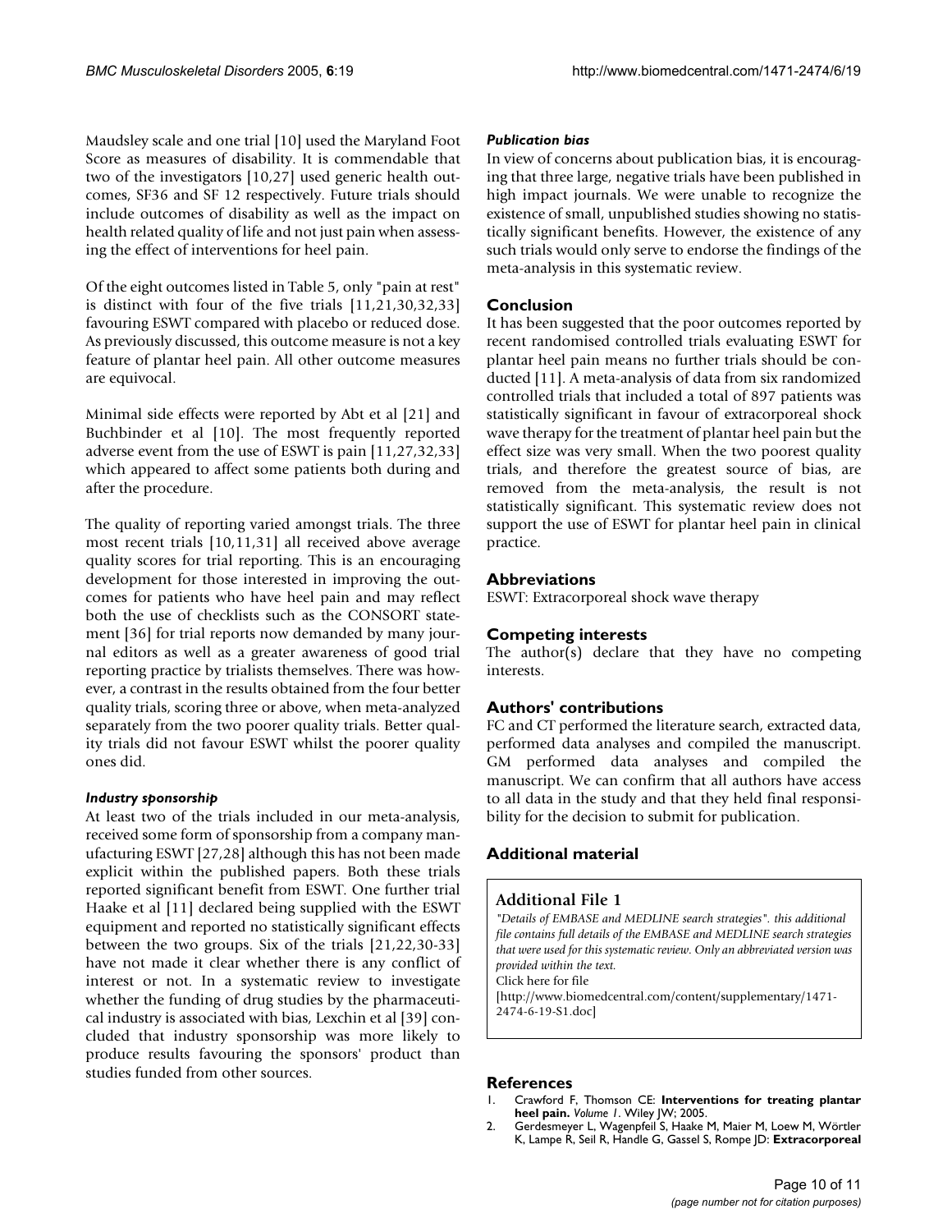Maudsley scale and one trial [10] used the Maryland Foot Score as measures of disability. It is commendable that two of the investigators [10,27] used generic health outcomes, SF36 and SF 12 respectively. Future trials should include outcomes of disability as well as the impact on health related quality of life and not just pain when assessing the effect of interventions for heel pain.

Of the eight outcomes listed in Table 5, only "pain at rest" is distinct with four of the five trials [11,21,30,32,33] favouring ESWT compared with placebo or reduced dose. As previously discussed, this outcome measure is not a key feature of plantar heel pain. All other outcome measures are equivocal.

Minimal side effects were reported by Abt et al [21] and Buchbinder et al [10]. The most frequently reported adverse event from the use of ESWT is pain [11,27,32,33] which appeared to affect some patients both during and after the procedure.

The quality of reporting varied amongst trials. The three most recent trials [10,11,31] all received above average quality scores for trial reporting. This is an encouraging development for those interested in improving the outcomes for patients who have heel pain and may reflect both the use of checklists such as the CONSORT statement [36] for trial reports now demanded by many journal editors as well as a greater awareness of good trial reporting practice by trialists themselves. There was however, a contrast in the results obtained from the four better quality trials, scoring three or above, when meta-analyzed separately from the two poorer quality trials. Better quality trials did not favour ESWT whilst the poorer quality ones did.

#### *Industry sponsorship*

At least two of the trials included in our meta-analysis, received some form of sponsorship from a company manufacturing ESWT [27,28] although this has not been made explicit within the published papers. Both these trials reported significant benefit from ESWT. One further trial Haake et al [11] declared being supplied with the ESWT equipment and reported no statistically significant effects between the two groups. Six of the trials [21,22,30-33] have not made it clear whether there is any conflict of interest or not. In a systematic review to investigate whether the funding of drug studies by the pharmaceutical industry is associated with bias, Lexchin et al [39] concluded that industry sponsorship was more likely to produce results favouring the sponsors' product than studies funded from other sources.

#### *Publication bias*

In view of concerns about publication bias, it is encouraging that three large, negative trials have been published in high impact journals. We were unable to recognize the existence of small, unpublished studies showing no statistically significant benefits. However, the existence of any such trials would only serve to endorse the findings of the meta-analysis in this systematic review.

## Conclusion

It has been suggested that the poor outcomes reported by recent randomised controlled trials evaluating ESWT for plantar heel pain means no further trials should be conducted [11]. A meta-analysis of data from six randomized controlled trials that included a total of 897 patients was statistically significant in favour of extracorporeal shock wave therapy for the treatment of plantar heel pain but the effect size was very small. When the two poorest quality trials, and therefore the greatest source of bias, are removed from the meta-analysis, the result is not statistically significant. This systematic review does not support the use of ESWT for plantar heel pain in clinical practice.

## Abbreviations

ESWT: Extracorporeal shock wave therapy

## Competing interests

The author(s) declare that they have no competing interests.

## Authors' contributions

FC and CT performed the literature search, extracted data, performed data analyses and compiled the manuscript. GM performed data analyses and compiled the manuscript. We can confirm that all authors have access to all data in the study and that they held final responsibility for the decision to submit for publication.

## Additional material

### Additional File 1

*"Details of EMBASE and MEDLINE search strategies". this additional file contains full details of the EMBASE and MEDLINE search strategies that were used for this systematic review. Only an abbreviated version was provided within the text.*

Click here for file

[http://www.biomedcentral.com/content/supplementary/1471-2474-6-19-S1.doc]

## References

1. Crawford F, Thomson CE: **Interventions for treating plantar heel pain.** *Volume 1*. Wiley JW; 2005.
2. Gerdesmeyer L, Wagenpfeil S, Haake M, Maier M, Loew M, Wörtler K, Lampe R, Seil R, Handle G, Gassel S, Rompe JD: **Extracorporeal**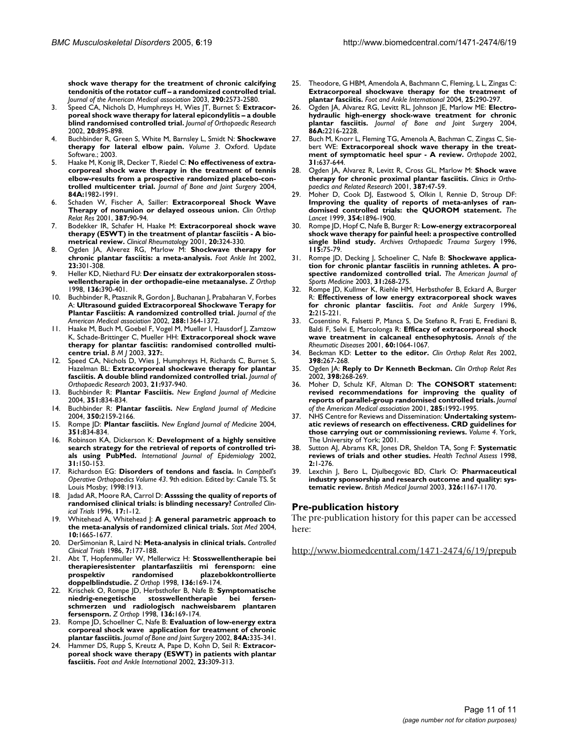**shock wave therapy for the treatment of chronic calcifying tendonitis of the rotator cuff – a randomized controlled trial.** *Journal of the American Medical association* 2003, **290:**2573-2580.

3. Speed CA, Nichols D, Humphreys H, Wies JT, Burnet S: **Extracorporeal shock wave therapy for lateral epicondylitis – a double blind randomised controlled trial.** *Journal of Orthopaedic Research* 2002, **20:**895-898.
4. Buchbinder R, Green S, White M, Barnsley L, Smidt N: **Shockwave therapy for lateral elbow pain.** *Volume 3*. Oxford. Update Software.; 2003.
5. Haake M, Konig IR, Decker T, Riedel C: **No effectiveness of extracorporeal shock wave therapy in the treatment of tennis elbow-results from a prospective randomized placebo-controlled multicenter trial.** *Journal of Bone and Joint Surgery* 2004, **84A:**1982-1991.
6. Schaden W, Fischer A, Sailler: **Extracorporeal Shock Wave Therapy of nonunion or delayed osseous union.** *Clin Orthop Relat Res* 2001, **387:**90-94.
7. Bodekker IR, Schafer H, Haake M: **Extracorporeal shock wave therapy (ESWT) in the treatment of plantar fasciitis - A biometrical review.** *Clinical Rheumatology* 2001, **20:**324-330.
8. Ogden JA, Alverez RG, Marlow M: **Shockwave therapy for chronic plantar fasciitis: a meta-analysis.** *Foot Ankle Int* 2002, **23:**301-308.
9. Heller KD, Niethard FU: **Der einsatz der extrakorporalen stosswellentherapie in der orthopadie-eine metaanalyse.** *Z Orthop* 1998, **136:**390-401.
10. Buchbinder R, Ptasznik R, Gordon J, Buchanan J, Prabaharan V, Forbes A: **Ultrasound guided Extracorporeal Shockwave Terapy for Plantar Fasciitis: A randomized controlled trial.** *Journal of the American Medical association* 2002, **288:**1364-1372.
11. Haake M, Buch M, Goebel F, Vogel M, Mueller I, Hausdorf J, Zamzow K, Schade-Brittinger C, Mueller HH: **Extracorporeal shock wave therapy for plantar fasciitis: randomised controlled multicentre trial.** *B M J* 2003, **327:**.
12. Speed CA, Nichols D, Wies J, Humphreys H, Richards C, Burnet S, Hazelman BL: **Extracorporeal shockwave therapy for plantar fasciitis. A double blind randomized controlled trial.** *Journal of Orthopaedic Research* 2003, **21:**937-940.
13. Buchbinder R: **Plantar Fasciitis.** *New England Journal of Medicine* 2004, **351:**834-834.
14. Buchbinder R: **Plantar fasciitis.** *New England Journal of Medicine* 2004, **350:**2159-2166.
15. Rompe JD: **Plantar fasciitis.** *New England Journal of Medicine* 2004, **351:**834-834.
16. Robinson KA, Dickerson K: **Development of a highly sensitive search strategy for the retrieval of reports of controlled trials using PubMed.** *International Journal of Epidemiology* 2002, **31:**150-153.
17. Richardson EG: **Disorders of tendons and fascia.** In *Campbell's Operative Orthopaedics Volume 43*. 9th edition. Edited by: Canale TS. St Louis Mosby; 1998:1913.
18. Jadad AR, Moore RA, Carrol D: **Assssing the quality of reports of randomised clinical trials: is blinding necessary?** *Controlled Clinical Trials* 1996, **17:**1-12.
19. Whitehead A, Whitehead J: **A general parametric approach to the meta-analysis of randomized clinical trials.** *Stat Med* 2004, **10:**1665-1677.
20. DerSimonian R, Laird N: **Meta-analysis in clinical trials.** *Controlled Clinical Trials* 1986, **7:**177-188.
21. Abt T, Hopfenmuller W, Mellerwicz H: **Stosswellentherapie bei therapieresistenter plantarfasziitis mi ferensporn: eine prospektiv randomised plazebokkontrollierte doppelblindstudie.** *Z Orthop* 1998, **136:**169-174.
22. Krischek O, Rompe JD, Herbsthofer B, Nafe B: **Symptomatische niedrig-enegetische stosswellentherapie bei fersenschmerzen und radiologisch nachweisbarem plantaren fersensporn.** *Z Orthop* 1998, **136:**169-174.
23. Rompe JD, Schoellner C, Nafe B: **Evaluation of low-energy extra corporeal shock wave application for treatment of chronic plantar fasciitis.** *Journal of Bone and Joint Surgery* 2002, **84A:**335-341.
24. Hammer DS, Rupp S, Kreutz A, Pape D, Kohn D, Seil R: **Extracorporeal shock wave therapy (ESWT) in patients with plantar fasciitis.** *Foot and Ankle International* 2002, **23:**309-313.
25. Theodore, G HBM, Amendola A, Bachmann C, Fleming, L L, Zingas C: **Extracorporeal shockwave therapy for the treatment of plantar fasciitis.** *Foot and Ankle International* 2004, **25:**290-297.
26. Ogden JA, Alvarez RG, Levitt RL, Johnson JE, Marlow ME: **Electrohydraulic high-energy shock-wave treatment for chronic plantar fasciitis.** *Journal of Bone and Joint Surgery* 2004, **86A:**2216-2228.
27. Buch M, Knorr L, Fleming TG, Amenola A, Bachman C, Zingas C, Siebert WE: **Extracorporeal shock wave therapy in the treatment of symptomatic heel spur - A review.** *Orthopade* 2002, **31:**637-644.
28. Ogden JA, Alvarez R, Levitt R, Cross GL, Marlow M: **Shock wave therapy for chronic proximal plantar fasciitis.** *Clinics in Orthopaedics and Related Research* 2001, **387:**47-59.
29. Moher D, Cook DJ, Eastwood S, Olkin I, Rennie D, Stroup DF: **Improving the quality of reports of meta-anlyses of randomised controlled trials: the QUOROM statement.** *The Lancet* 1999, **354:**1896-1900.
30. Rompe JD, Hopf C, Nafe B, Burger R: **Low-energy extracorporeal shock wave therapy for painful heel: a prospective controlled single blind study.** *Archives Orthopaedic Trauma Surgery* 1996, **115:**75-79.
31. Rompe JD, Decking J, Schoeliner C, Nafe B: **Shockwave application for chronic plantar fasciitis in running athletes. A prospective randomized controlled trial.** *The American Journal of Sports Medicine* 2003, **31:**268-275.
32. Rompe JD, Kullmer K, Riehle HM, Herbsthofer B, Eckard A, Burger R: **Effectiveness of low energy extracorporeal shock waves for chronic plantar fasciitis.** *Foot and Ankle Surgery* 1996, **2:**215-221.
33. Cosentino R, Falsetti P, Manca S, De Stefano R, Frati E, Frediani B, Baldi F, Selvi E, Marcolonga R: **Efficacy of extracorporeal shock wave treatment in calcaneal enthesophytosis.** *Annals of the Rheumatic Diseases* 2001, **60:**1064-1067.
34. Beckman KD: **Letter to the editor.** *Clin Orthop Relat Res* 2002, **398:**267-268.
35. Ogden JA: **Reply to Dr Kenneth Beckman.** *Clin Orthop Relat Res* 2002, **398:**268-269.
36. Moher D, Schulz KF, Altman D: **The CONSORT statement: revised recommendations for improving the quality of reports of parallel-group randomised controlled trials.** *Journal of the American Medical association* 2001, **285:**1992-1995.
37. NHS Centre for Reviews and Dissemination: **Undertaking systematic reviews of research on effectiveness. CRD guidelines for those carrying out or commissioning reviews.** *Volume 4*. York, The University of York; 2001.
38. Sutton AJ, Abrams KR, Jones DR, Sheldon TA, Song F: **Systematic reviews of trials and other studies.** *Health Technol Assess* 1998, **2:**1-276.
39. Lexchin J, Bero L, Djulbegovic BD, Clark O: **Pharmaceutical industry sponsorship and research outcome and quality: systematic review.** *British Medical Journal* 2003, **326:**1167-1170.

## Pre-publication history

The pre-publication history for this paper can be accessed here:

http://www.biomedcentral.com/1471-2474/6/19/prepub